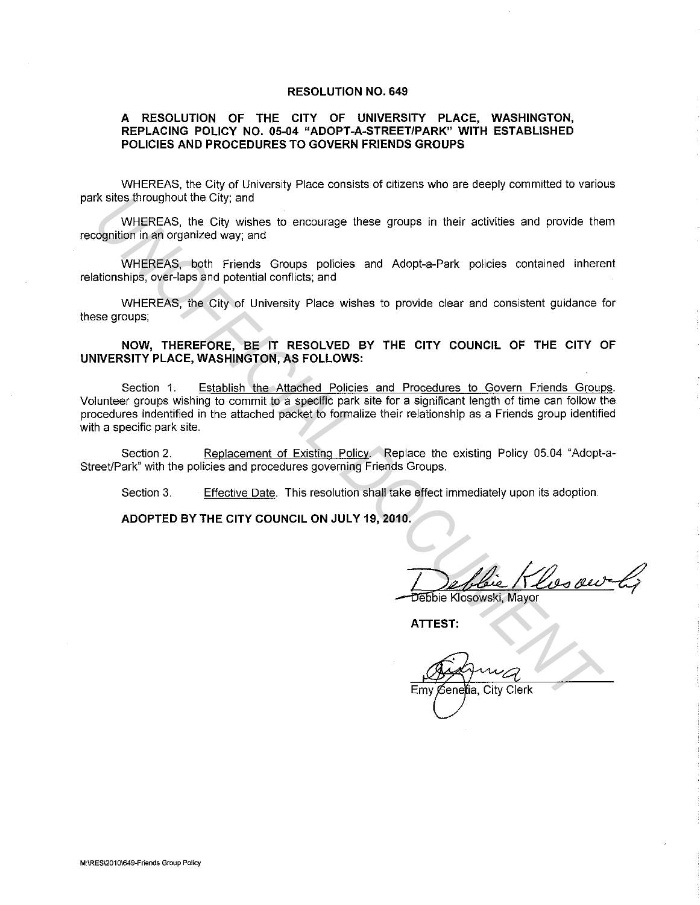# RESOLUTION NO. 649

## A RESOLUTION OF THE CITY OF UNIVERSITY PLACE, WASHINGTON, REPLACING POLICY NO. 05-04 "ADOPT-A-STREET/PARK" WITH ESTABLISHED POLICIES AND PROCEDURES TO GOVERN FRIENDS GROUPS

WHEREAS, the City of University Place consists of citizens who are deeply committed to various park sites throughout the City; and

WHEREAS, the City wishes to encourage these groups in their activities and provide them recognition in an organized way; and

WHEREAS, both Friends Groups policies and Adopt-a-Park policies contained inherent relationships, over-laps and potential conflicts; and

WHEREAS, the City of University Place wishes to provide clear and consistent guidance for these groups;

**NOW, THEREFORE, BE IT RESOLVED BY THE CITY COUNCIL OF THE CITY OF UNIVERSITY PLACE, WASHINGTON, AS FOLLOWS:**

Section 1. Establish the Attached Policies and Procedures to Govern Friends Groups. Volunteer groups wishing to commit to a specific park site for a significant length of time can follow the procedures indentified in the attached packet to formalize their relationship as a Friends group identified with a specific park site.

Section 2. Replacement of Existing Policy. Replace the existing Policy 05.04 "Adopt-a-Street/Park" with the policies and procedures governing Friends Groups.

Section 3. Effective Date. This resolution shall take effect immediately upon its adoption.

**ADOPTED BY THE CITY COUNCIL ON JULY 19, 2010.**

Debbie Klosowski, Mayor

**ATTEST:**

Emy Genetia, City Clerk

M:\RES\2010\649-Friends Group Policy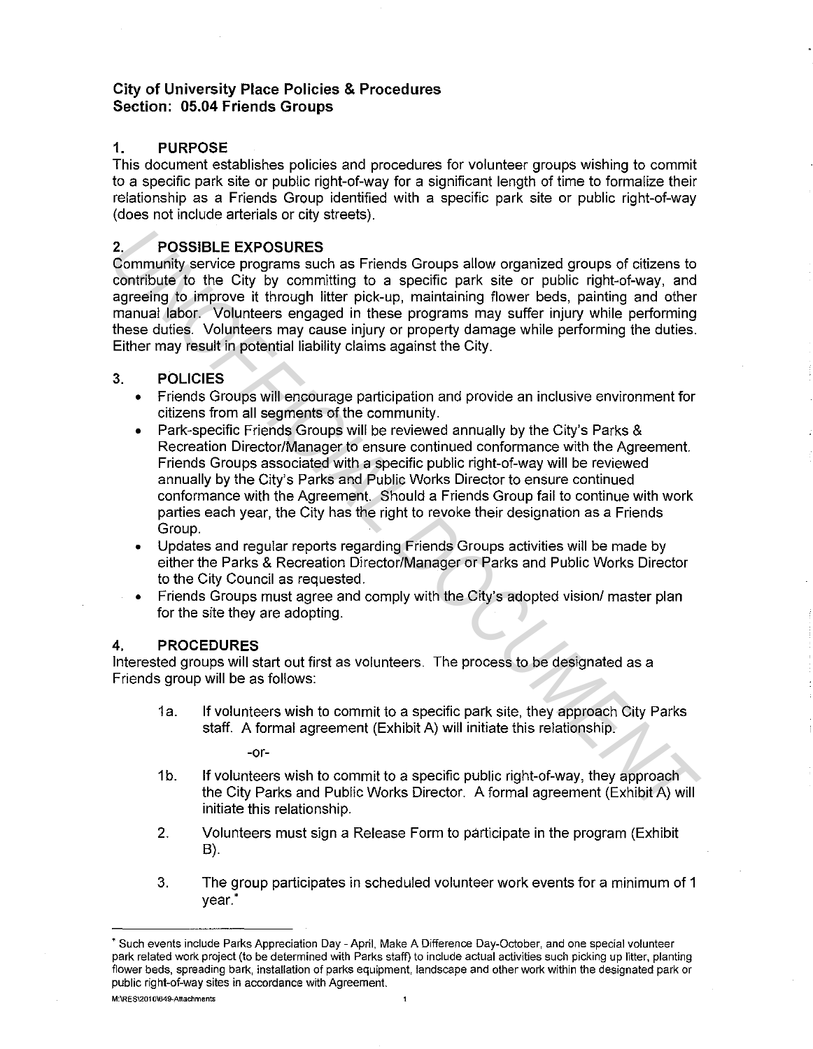**City of University Place Policies & Procedures**
**Section: 05.04 Friends Groups**

## 1. PURPOSE

This document establishes policies and procedures for volunteer groups wishing to commit to a specific park site or public right-of-way for a significant length of time to formalize their relationship as a Friends Group identified with a specific park site or public right-of-way (does not include arterials or city streets).

## 2. POSSIBLE EXPOSURES

Community service programs such as Friends Groups allow organized groups of citizens to contribute to the City by committing to a specific park site or public right-of-way, and agreeing to improve it through litter pick-up, maintaining flower beds, painting and other manual labor. Volunteers engaged in these programs may suffer injury while performing these duties. Volunteers may cause injury or property damage while performing the duties. Either may result in potential liability claims against the City.

## 3. POLICIES

- Friends Groups will encourage participation and provide an inclusive environment for citizens from all segments of the community.
- Park-specific Friends Groups will be reviewed annually by the City's Parks & Recreation Director/Manager to ensure continued conformance with the Agreement. Friends Groups associated with a specific public right-of-way will be reviewed annually by the City's Parks and Public Works Director to ensure continued conformance with the Agreement. Should a Friends Group fail to continue with work parties each year, the City has the right to revoke their designation as a Friends Group.
- Updates and regular reports regarding Friends Groups activities will be made by either the Parks & Recreation Director/Manager or Parks and Public Works Director to the City Council as requested.
- Friends Groups must agree and comply with the City's adopted vision/ master plan for the site they are adopting.

## 4. PROCEDURES

Interested groups will start out first as volunteers. The process to be designated as a Friends group will be as follows:

1a. If volunteers wish to commit to a specific park site, they approach City Parks staff. A formal agreement (Exhibit A) will initiate this relationship.

-or-

1b. If volunteers wish to commit to a specific public right-of-way, they approach the City Parks and Public Works Director. A formal agreement (Exhibit A) will initiate this relationship.

2. Volunteers must sign a Release Form to participate in the program (Exhibit B).

3. The group participates in scheduled volunteer work events for a minimum of 1 year.*

---

* Such events include Parks Appreciation Day - April, Make A Difference Day-October, and one special volunteer park related work project (to be determined with Parks staff) to include actual activities such picking up litter, planting flower beds, spreading bark, installation of parks equipment, landscape and other work within the designated park or public right-of-way sites in accordance with Agreement.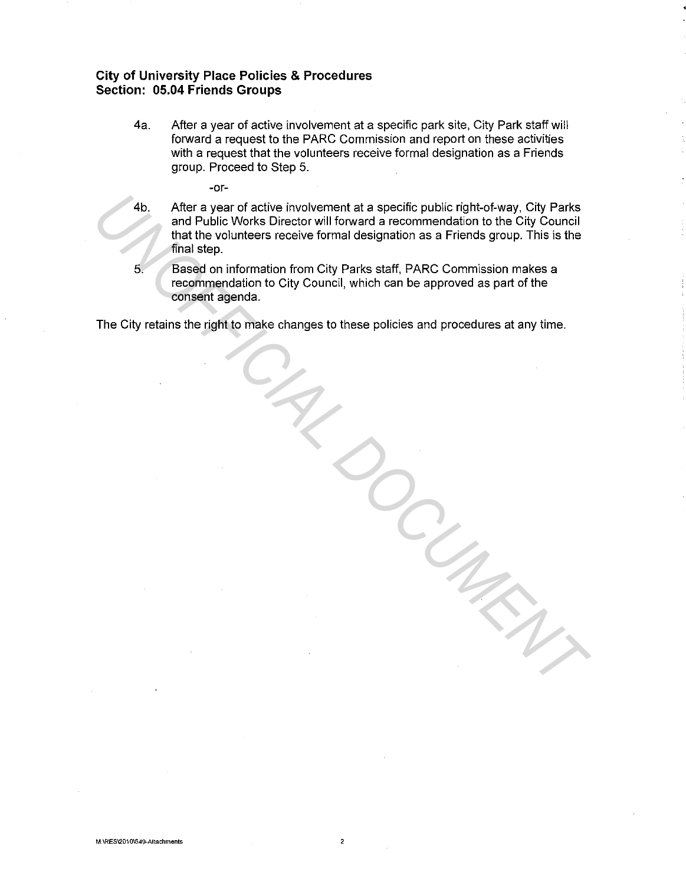**City of University Place Policies & Procedures**
**Section: 05.04 Friends Groups**

4a. After a year of active involvement at a specific park site, City Park staff will forward a request to the PARC Commission and report on these activities with a request that the volunteers receive formal designation as a Friends group. Proceed to Step 5.

-or-

4b. After a year of active involvement at a specific public right-of-way, City Parks and Public Works Director will forward a recommendation to the City Council that the volunteers receive formal designation as a Friends group. This is the final step.

5. Based on information from City Parks staff, PARC Commission makes a recommendation to City Council, which can be approved as part of the consent agenda.

The City retains the right to make changes to these policies and procedures at any time.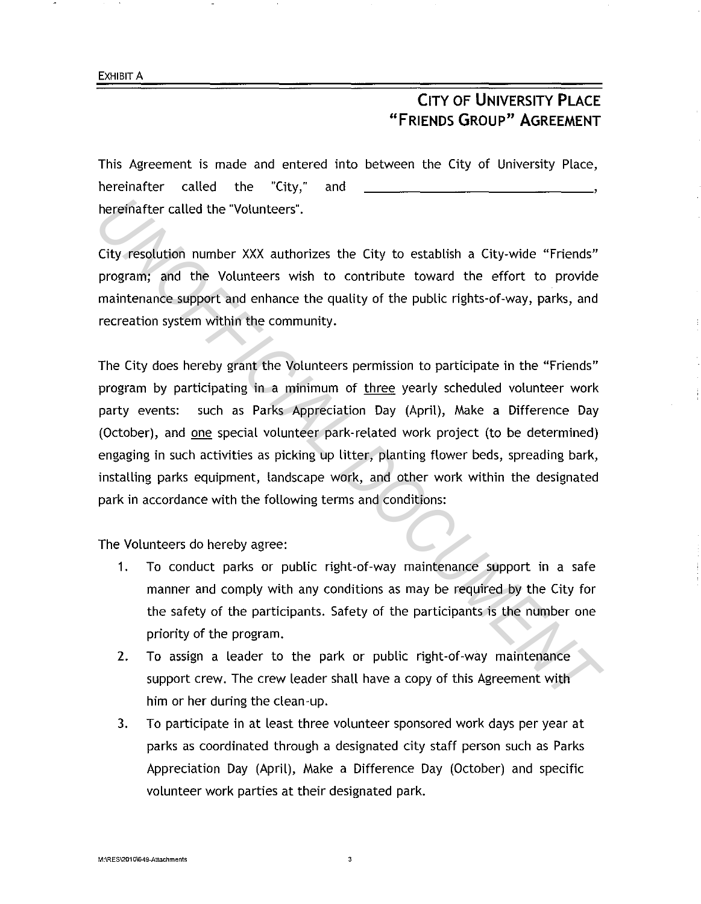EXHIBIT A

# CITY OF UNIVERSITY PLACE "FRIENDS GROUP" AGREEMENT

This Agreement is made and entered into between the City of University Place, hereinafter called the "City," and ______________________________, hereinafter called the "Volunteers".

City resolution number XXX authorizes the City to establish a City-wide "Friends" program; and the Volunteers wish to contribute toward the effort to provide maintenance support and enhance the quality of the public rights-of-way, parks, and recreation system within the community.

The City does hereby grant the Volunteers permission to participate in the "Friends" program by participating in a minimum of <u>three</u> yearly scheduled volunteer work party events: such as Parks Appreciation Day (April), Make a Difference Day (October), and <u>one</u> special volunteer park-related work project (to be determined) engaging in such activities as picking up litter, planting flower beds, spreading bark, installing parks equipment, landscape work, and other work within the designated park in accordance with the following terms and conditions:

The Volunteers do hereby agree:

1. To conduct parks or public right-of-way maintenance support in a safe manner and comply with any conditions as may be required by the City for the safety of the participants. Safety of the participants is the number one priority of the program.
2. To assign a leader to the park or public right-of-way maintenance support crew. The crew leader shall have a copy of this Agreement with him or her during the clean-up.
3. To participate in at least three volunteer sponsored work days per year at parks as coordinated through a designated city staff person such as Parks Appreciation Day (April), Make a Difference Day (October) and specific volunteer work parties at their designated park.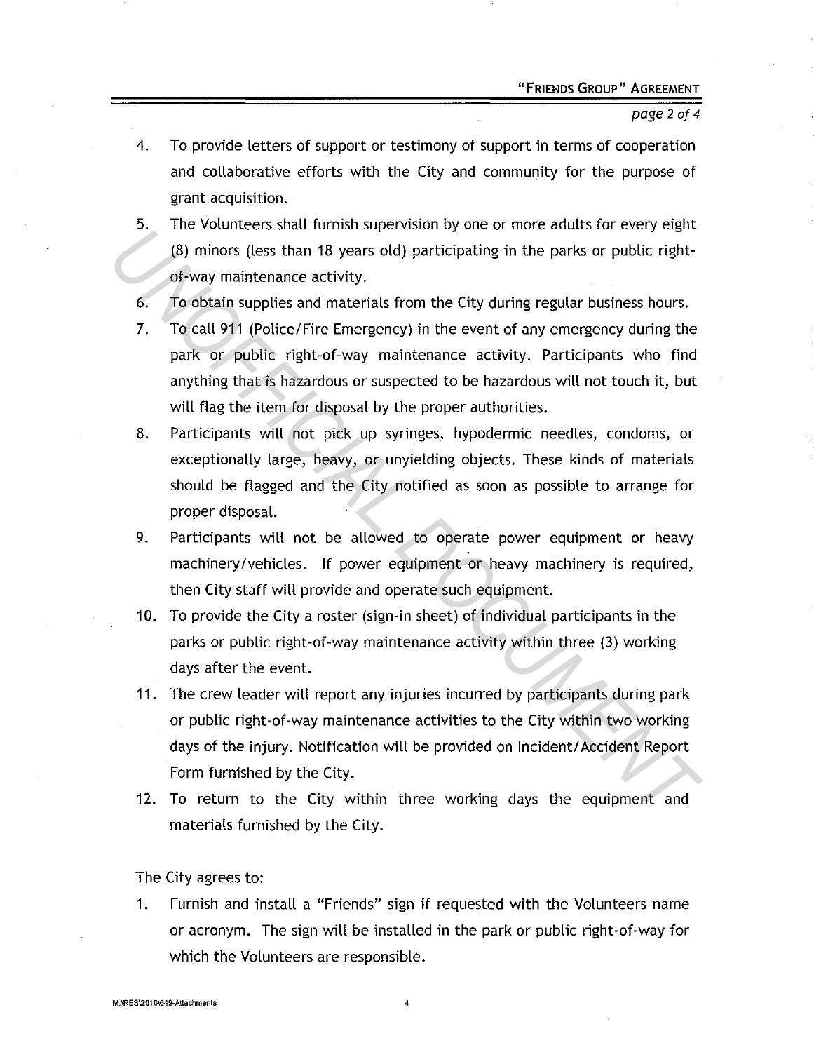4. To provide letters of support or testimony of support in terms of cooperation and collaborative efforts with the City and community for the purpose of grant acquisition.
5. The Volunteers shall furnish supervision by one or more adults for every eight (8) minors (less than 18 years old) participating in the parks or public right-of-way maintenance activity.
6. To obtain supplies and materials from the City during regular business hours.
7. To call 911 (Police/Fire Emergency) in the event of any emergency during the park or public right-of-way maintenance activity. Participants who find anything that is hazardous or suspected to be hazardous will not touch it, but will flag the item for disposal by the proper authorities.
8. Participants will not pick up syringes, hypodermic needles, condoms, or exceptionally large, heavy, or unyielding objects. These kinds of materials should be flagged and the City notified as soon as possible to arrange for proper disposal.
9. Participants will not be allowed to operate power equipment or heavy machinery/vehicles. If power equipment or heavy machinery is required, then City staff will provide and operate such equipment.
10. To provide the City a roster (sign-in sheet) of individual participants in the parks or public right-of-way maintenance activity within three (3) working days after the event.
11. The crew leader will report any injuries incurred by participants during park or public right-of-way maintenance activities to the City within two working days of the injury. Notification will be provided on Incident/Accident Report Form furnished by the City.
12. To return to the City within three working days the equipment and materials furnished by the City.

The City agrees to:

1. Furnish and install a "Friends" sign if requested with the Volunteers name or acronym. The sign will be installed in the park or public right-of-way for which the Volunteers are responsible.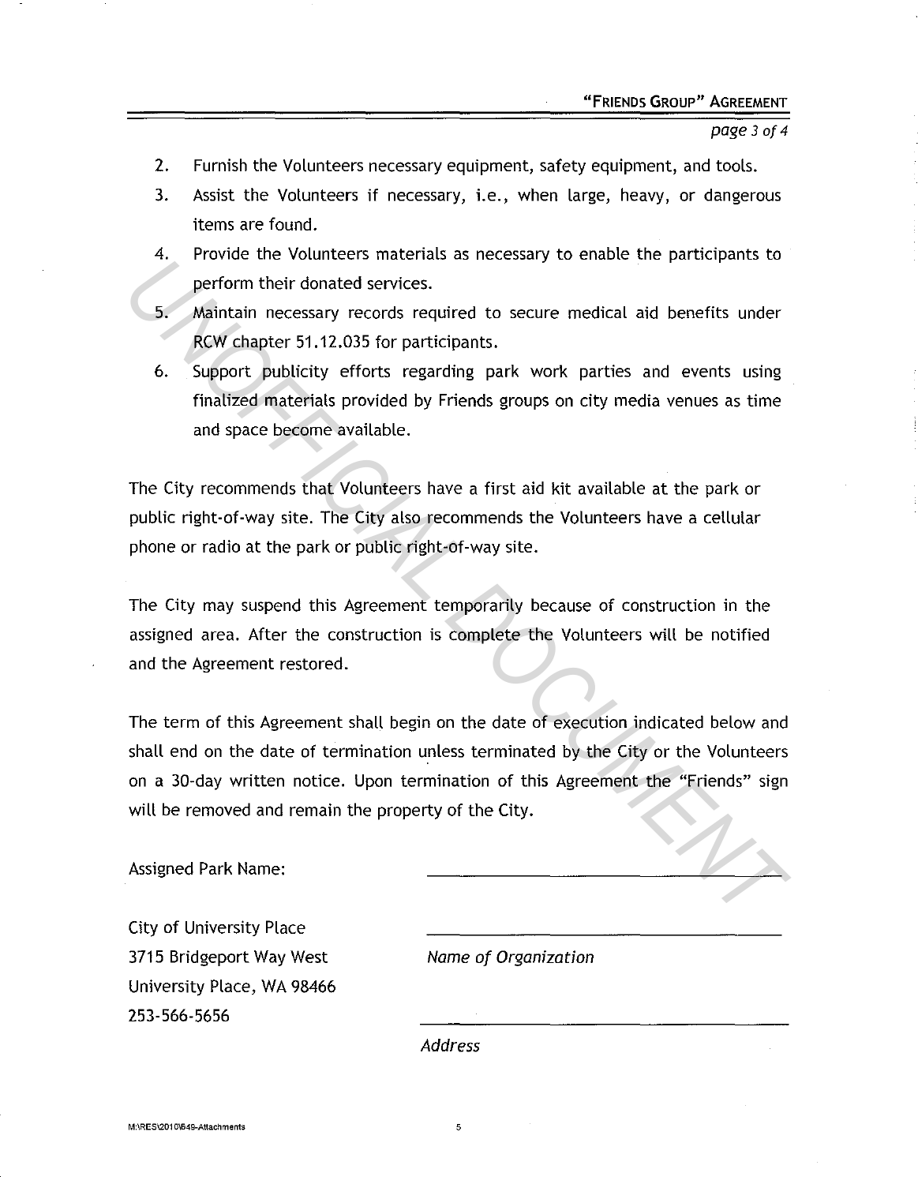2. Furnish the Volunteers necessary equipment, safety equipment, and tools.
3. Assist the Volunteers if necessary, i.e., when large, heavy, or dangerous items are found.
4. Provide the Volunteers materials as necessary to enable the participants to perform their donated services.
5. Maintain necessary records required to secure medical aid benefits under RCW chapter 51.12.035 for participants.
6. Support publicity efforts regarding park work parties and events using finalized materials provided by Friends groups on city media venues as time and space become available.

The City recommends that Volunteers have a first aid kit available at the park or public right-of-way site. The City also recommends the Volunteers have a cellular phone or radio at the park or public right-of-way site.

The City may suspend this Agreement temporarily because of construction in the assigned area. After the construction is complete the Volunteers will be notified and the Agreement restored.

The term of this Agreement shall begin on the date of execution indicated below and shall end on the date of termination unless terminated by the City or the Volunteers on a 30-day written notice. Upon termination of this Agreement the "Friends" sign will be removed and remain the property of the City.

Assigned Park Name: ______________________________

City of University Place
3715 Bridgeport Way West
University Place, WA 98466
253-566-5656

______________________________
*Name of Organization*

______________________________
*Address*

M:\RES\2010\649-Attachments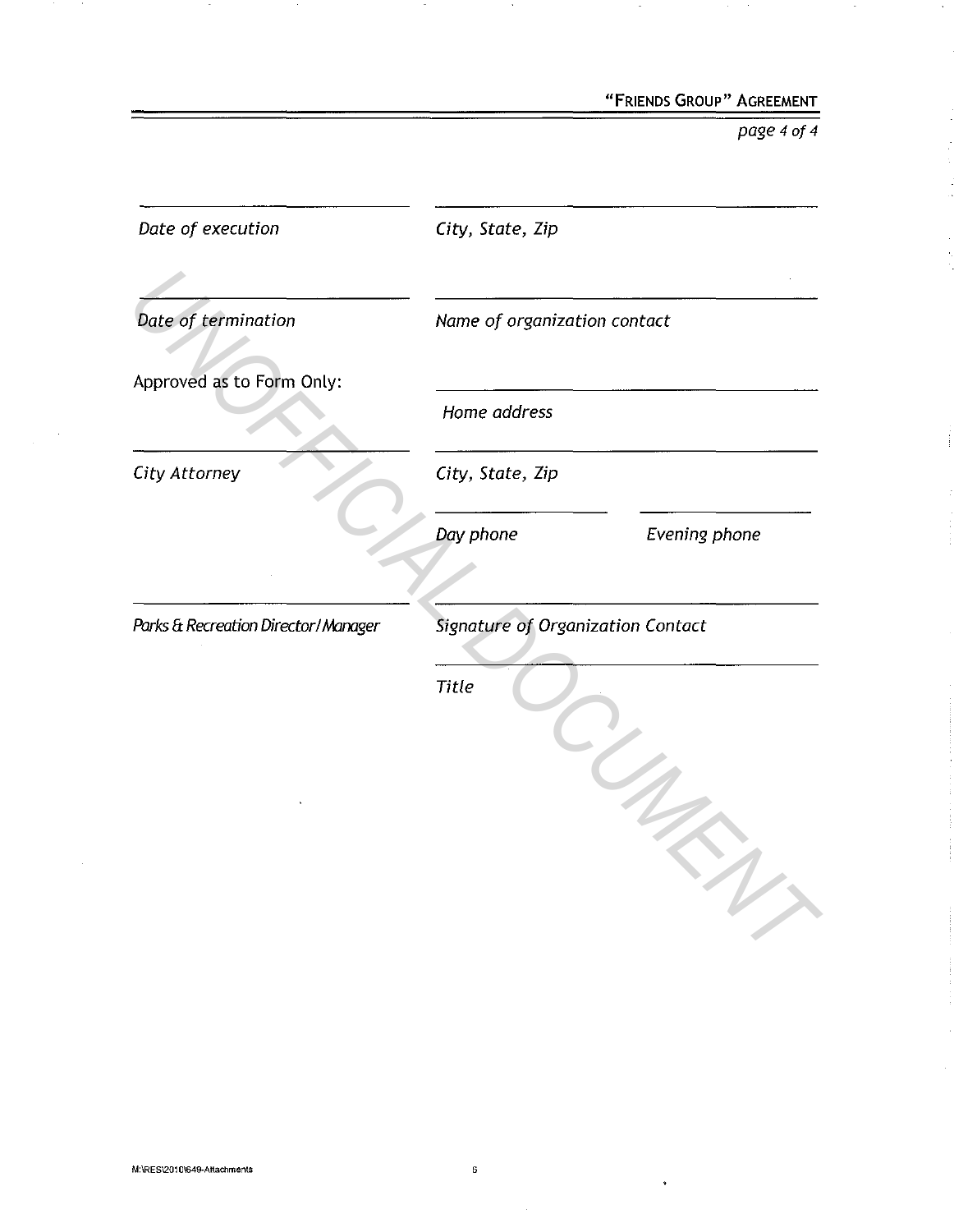_______________________ &nbsp;&nbsp;&nbsp;&nbsp; _______________________

*Date of execution* &nbsp;&nbsp;&nbsp;&nbsp; *City, State, Zip*

_______________________ &nbsp;&nbsp;&nbsp;&nbsp; _______________________

*Date of termination* &nbsp;&nbsp;&nbsp;&nbsp; *Name of organization contact*

Approved as to Form Only:

_______________________

*Home address*

_______________________ &nbsp;&nbsp;&nbsp;&nbsp; _______________________

*City Attorney* &nbsp;&nbsp;&nbsp;&nbsp; *City, State, Zip*

_______________________ &nbsp;&nbsp;&nbsp;&nbsp; _______________________

*Day phone* &nbsp;&nbsp;&nbsp;&nbsp; *Evening phone*

_______________________ &nbsp;&nbsp;&nbsp;&nbsp; _______________________

*Parks & Recreation Director/Manager* &nbsp;&nbsp;&nbsp;&nbsp; *Signature of Organization Contact*

_______________________

*Title*

UNOFFICIAL DOCUMENT

M:\RES\2010\649-Attachments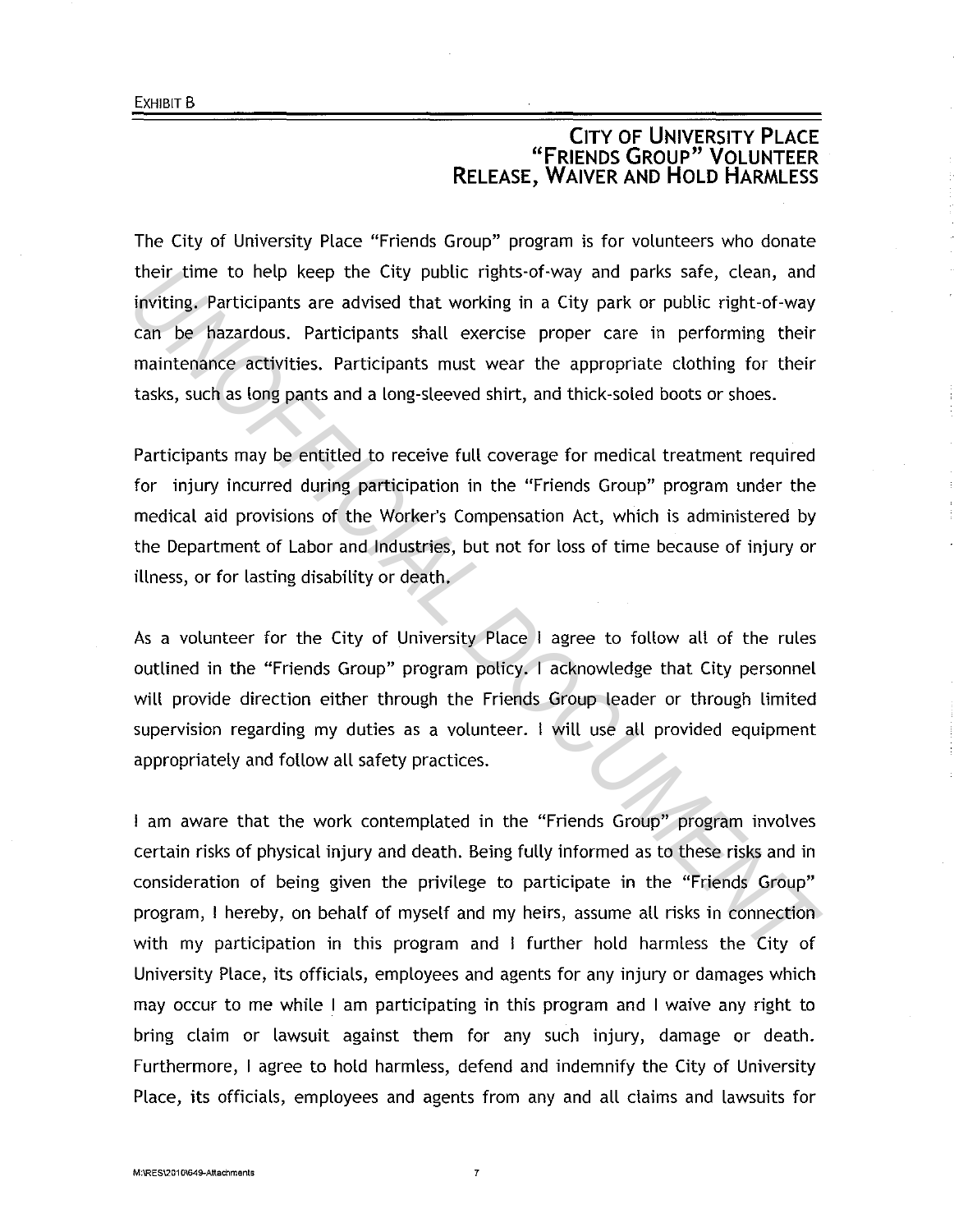Exhibit B

# City of University Place
# "Friends Group" Volunteer
# Release, Waiver and Hold Harmless

The City of University Place "Friends Group" program is for volunteers who donate their time to help keep the City public rights-of-way and parks safe, clean, and inviting. Participants are advised that working in a City park or public right-of-way can be hazardous. Participants shall exercise proper care in performing their maintenance activities. Participants must wear the appropriate clothing for their tasks, such as long pants and a long-sleeved shirt, and thick-soled boots or shoes.

Participants may be entitled to receive full coverage for medical treatment required for injury incurred during participation in the "Friends Group" program under the medical aid provisions of the Worker's Compensation Act, which is administered by the Department of Labor and Industries, but not for loss of time because of injury or illness, or for lasting disability or death.

As a volunteer for the City of University Place I agree to follow all of the rules outlined in the "Friends Group" program policy. I acknowledge that City personnel will provide direction either through the Friends Group leader or through limited supervision regarding my duties as a volunteer. I will use all provided equipment appropriately and follow all safety practices.

I am aware that the work contemplated in the "Friends Group" program involves certain risks of physical injury and death. Being fully informed as to these risks and in consideration of being given the privilege to participate in the "Friends Group" program, I hereby, on behalf of myself and my heirs, assume all risks in connection with my participation in this program and I further hold harmless the City of University Place, its officials, employees and agents for any injury or damages which may occur to me while I am participating in this program and I waive any right to bring claim or lawsuit against them for any such injury, damage or death. Furthermore, I agree to hold harmless, defend and indemnify the City of University Place, its officials, employees and agents from any and all claims and lawsuits for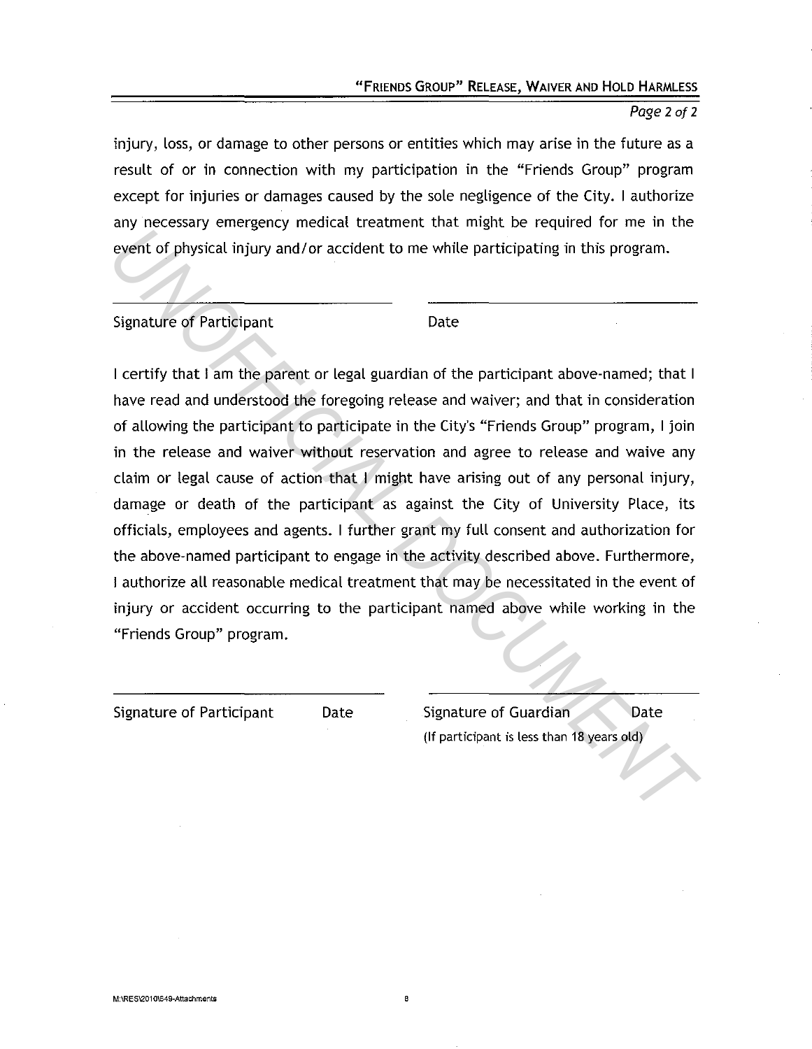injury, loss, or damage to other persons or entities which may arise in the future as a result of or in connection with my participation in the "Friends Group" program except for injuries or damages caused by the sole negligence of the City. I authorize any necessary emergency medical treatment that might be required for me in the event of physical injury and/or accident to me while participating in this program.

\_\_\_\_\_\_\_\_\_\_\_\_\_\_\_\_\_\_\_\_\_\_\_\_\_\_\_\_\_\_ \_\_\_\_\_\_\_\_\_\_\_\_\_\_\_\_\_\_\_\_\_\_\_\_\_\_\_\_\_\_

Signature of Participant Date

I certify that I am the parent or legal guardian of the participant above-named; that I have read and understood the foregoing release and waiver; and that in consideration of allowing the participant to participate in the City's "Friends Group" program, I join in the release and waiver without reservation and agree to release and waive any claim or legal cause of action that I might have arising out of any personal injury, damage or death of the participant as against the City of University Place, its officials, employees and agents. I further grant my full consent and authorization for the above-named participant to engage in the activity described above. Furthermore, I authorize all reasonable medical treatment that may be necessitated in the event of injury or accident occurring to the participant named above while working in the "Friends Group" program.

\_\_\_\_\_\_\_\_\_\_\_\_\_\_\_\_\_\_\_\_\_\_\_\_\_\_\_\_\_\_ \_\_\_\_\_\_\_\_\_\_\_\_\_\_\_\_\_\_\_\_\_\_\_\_\_\_\_\_\_\_

Signature of Participant Date Signature of Guardian Date
(If participant is less than 18 years old)

UNOFFICIAL DOCUMENT

M:\RES\2010\549-Attachments